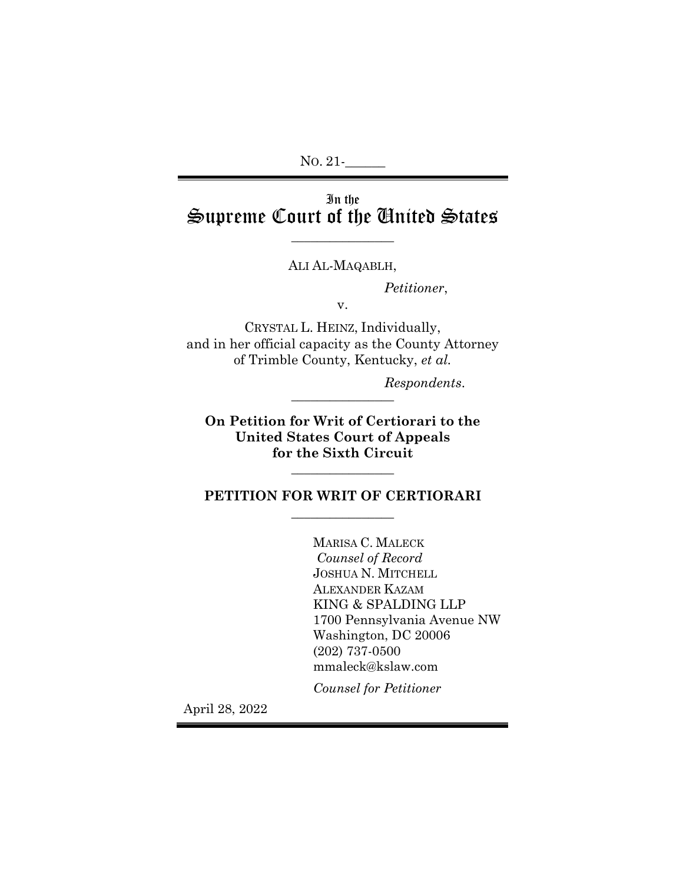No. 21-______

# In the Supreme Court of the United States

---

ALI AL-MAQABLH,

*Petitioner*,

v.

CRYSTAL L. HEINZ, Individually, and in her official capacity as the County Attorney of Trimble County, Kentucky, *et al.*

*Respondents*.

---

**On Petition for Writ of Certiorari to the United States Court of Appeals for the Sixth Circuit**

---

**PETITION FOR WRIT OF CERTIORARI**

---

MARISA C. MALECK
*Counsel of Record*
JOSHUA N. MITCHELL
ALEXANDER KAZAM
KING & SPALDING LLP
1700 Pennsylvania Avenue NW
Washington, DC 20006
(202) 737-0500
mmaleck@kslaw.com

*Counsel for Petitioner*

April 28, 2022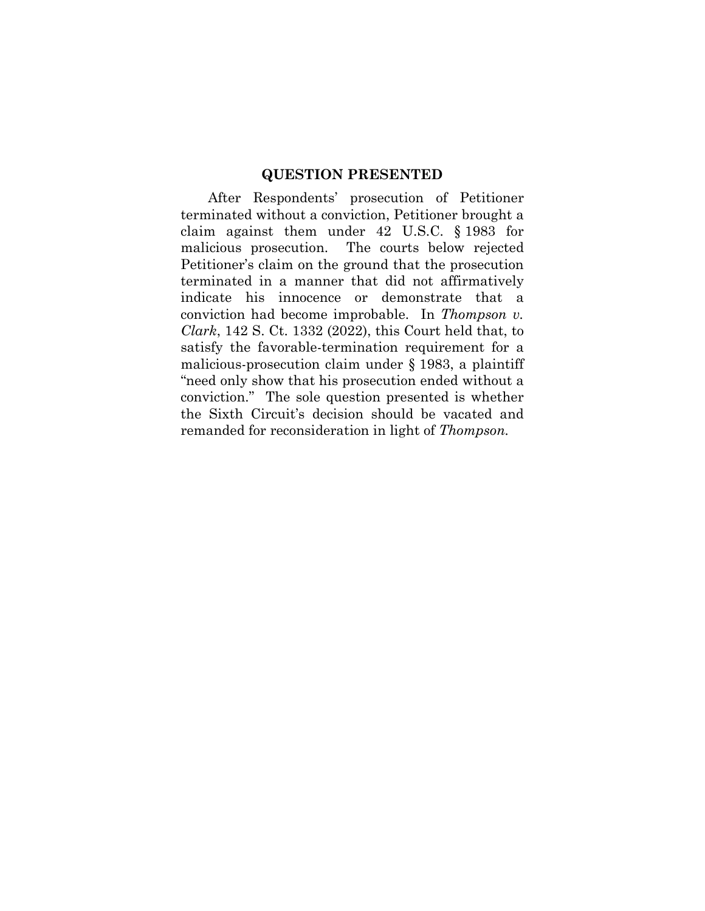## QUESTION PRESENTED

After Respondents' prosecution of Petitioner terminated without a conviction, Petitioner brought a claim against them under 42 U.S.C. § 1983 for malicious prosecution. The courts below rejected Petitioner's claim on the ground that the prosecution terminated in a manner that did not affirmatively indicate his innocence or demonstrate that a conviction had become improbable. In *Thompson v. Clark*, 142 S. Ct. 1332 (2022), this Court held that, to satisfy the favorable-termination requirement for a malicious-prosecution claim under § 1983, a plaintiff "need only show that his prosecution ended without a conviction." The sole question presented is whether the Sixth Circuit's decision should be vacated and remanded for reconsideration in light of *Thompson*.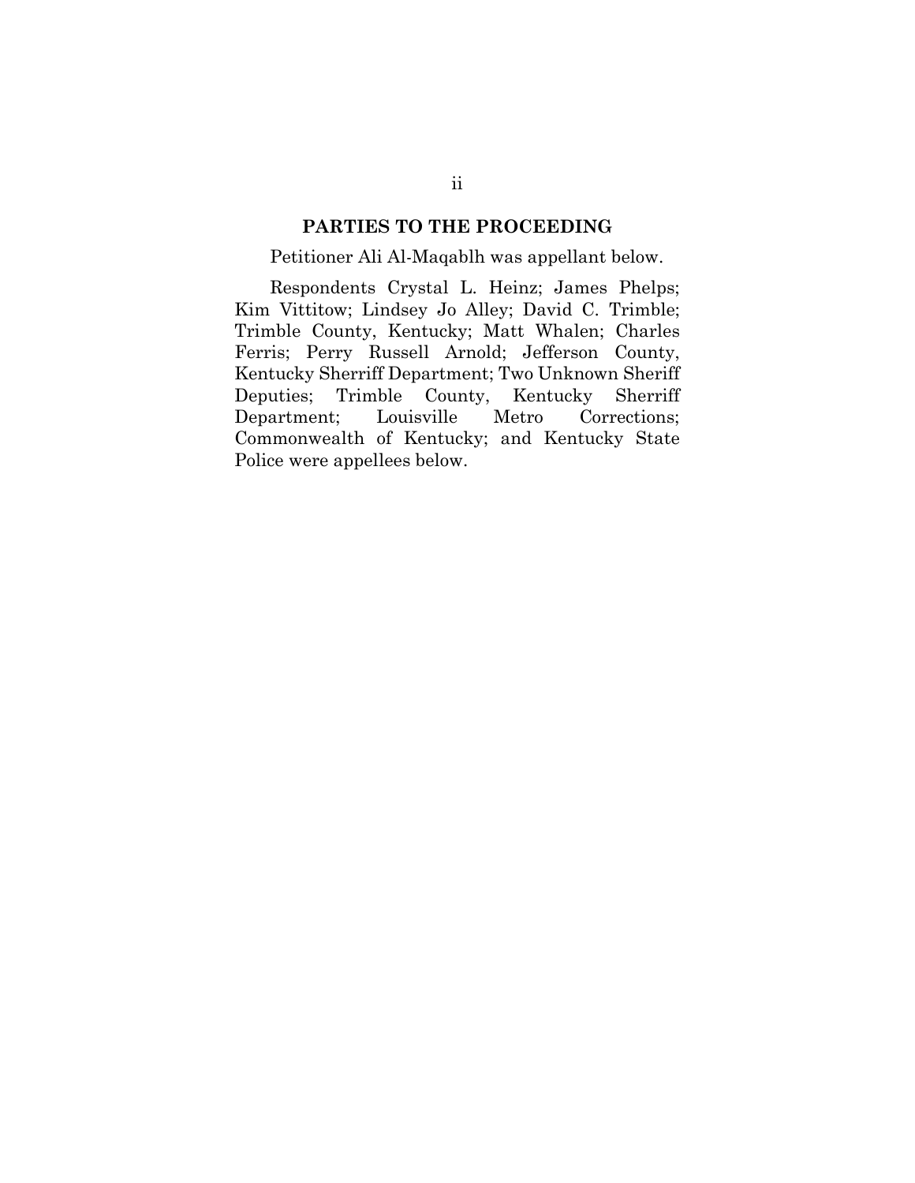## PARTIES TO THE PROCEEDING

Petitioner Ali Al-Maqablh was appellant below.

Respondents Crystal L. Heinz; James Phelps; Kim Vittitow; Lindsey Jo Alley; David C. Trimble; Trimble County, Kentucky; Matt Whalen; Charles Ferris; Perry Russell Arnold; Jefferson County, Kentucky Sherriff Department; Two Unknown Sheriff Deputies; Trimble County, Kentucky Sherriff Department; Louisville Metro Corrections; Commonwealth of Kentucky; and Kentucky State Police were appellees below.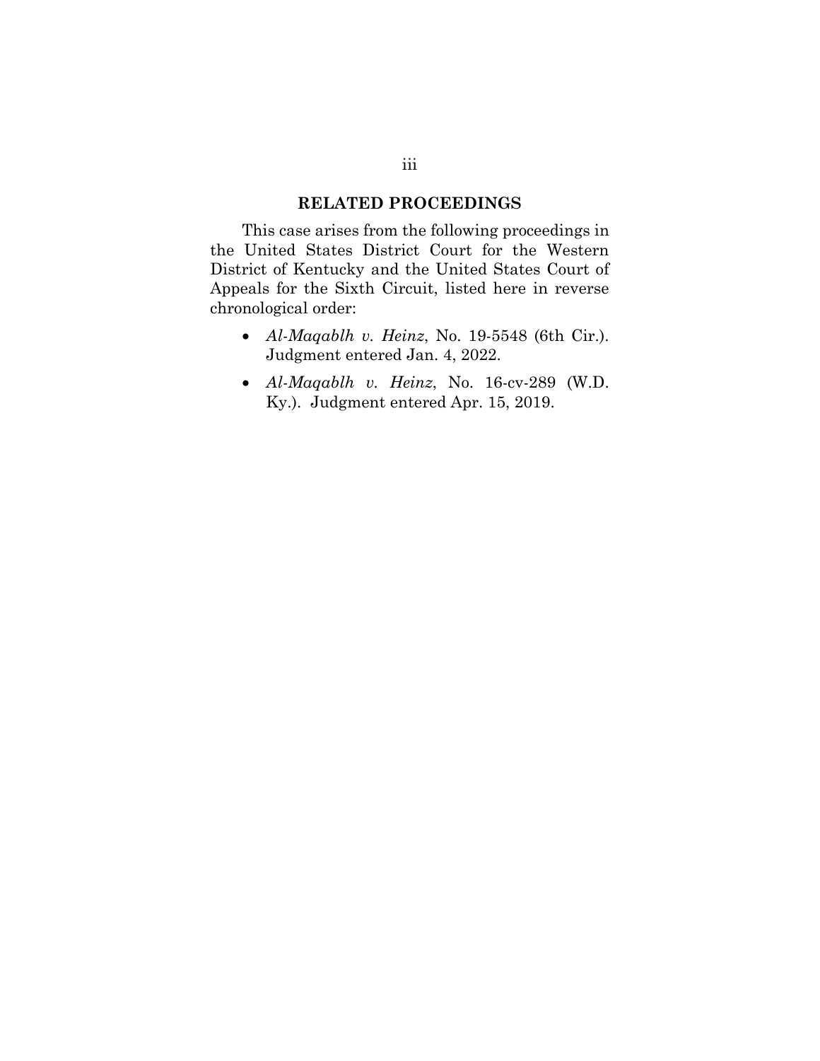## RELATED PROCEEDINGS

This case arises from the following proceedings in the United States District Court for the Western District of Kentucky and the United States Court of Appeals for the Sixth Circuit, listed here in reverse chronological order:

- *Al-Maqablh v. Heinz*, No. 19-5548 (6th Cir.). Judgment entered Jan. 4, 2022.
- *Al-Maqablh v. Heinz*, No. 16-cv-289 (W.D. Ky.). Judgment entered Apr. 15, 2019.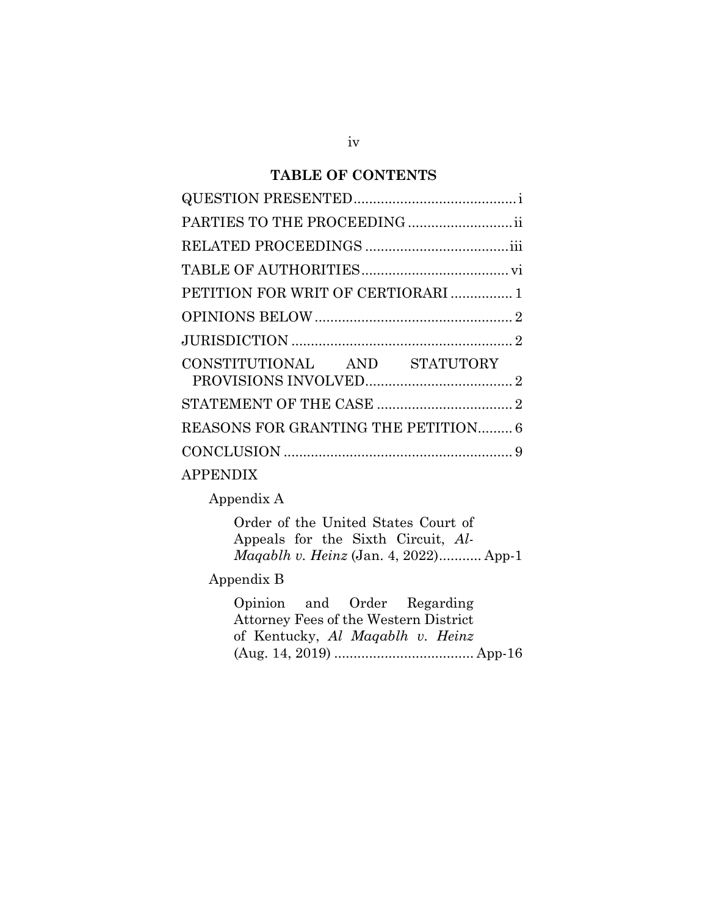## TABLE OF CONTENTS

QUESTION PRESENTED .......................................... i

PARTIES TO THE PROCEEDING ........................... ii

RELATED PROCEEDINGS ..................................... iii

TABLE OF AUTHORITIES ...................................... vi

PETITION FOR WRIT OF CERTIORARI ................ 1

OPINIONS BELOW ................................................... 2

JURISDICTION ......................................................... 2

CONSTITUTIONAL AND STATUTORY PROVISIONS INVOLVED ...................................... 2

STATEMENT OF THE CASE ................................... 2

REASONS FOR GRANTING THE PETITION ......... 6

CONCLUSION ........................................................... 9

APPENDIX

Appendix A

Order of the United States Court of Appeals for the Sixth Circuit, *Al-Maqablh v. Heinz* (Jan. 4, 2022) ........... App-1

Appendix B

Opinion and Order Regarding Attorney Fees of the Western District of Kentucky, *Al Maqablh v. Heinz* (Aug. 14, 2019) .................................... App-16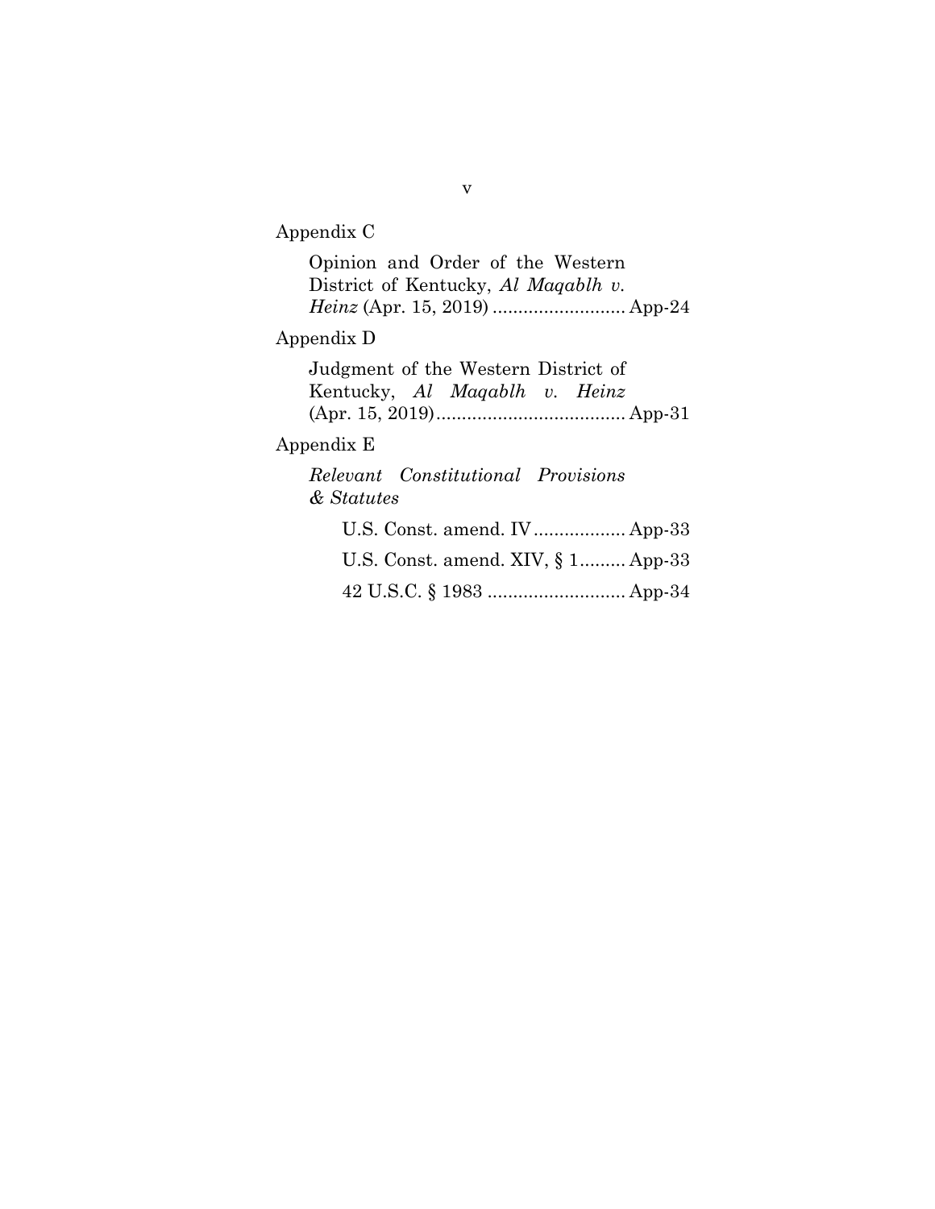Appendix C

Opinion and Order of the Western District of Kentucky, *Al Maqablh v. Heinz* (Apr. 15, 2019) .......................... App-24

Appendix D

Judgment of the Western District of Kentucky, *Al Maqablh v. Heinz* (Apr. 15, 2019)..................................... App-31

Appendix E

*Relevant Constitutional Provisions & Statutes*

U.S. Const. amend. IV.................. App-33

U.S. Const. amend. XIV, § 1......... App-33

42 U.S.C. § 1983 ........................... App-34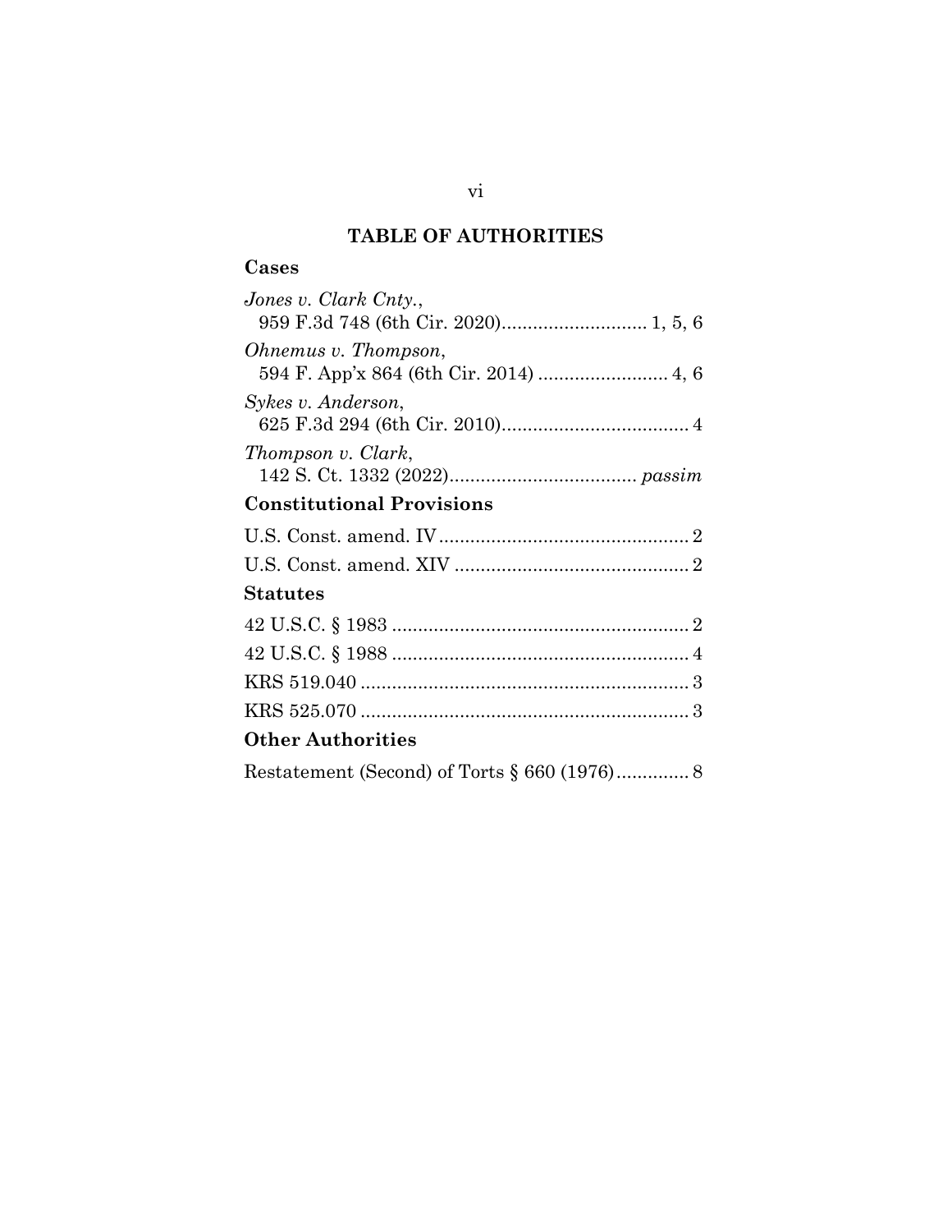## TABLE OF AUTHORITIES

### Cases

*Jones v. Clark Cnty.*,
959 F.3d 748 (6th Cir. 2020)............................ 1, 5, 6

*Ohnemus v. Thompson*,
594 F. App'x 864 (6th Cir. 2014) ......................... 4, 6

*Sykes v. Anderson*,
625 F.3d 294 (6th Cir. 2010).................................... 4

*Thompson v. Clark*,
142 S. Ct. 1332 (2022).................................... *passim*

### Constitutional Provisions

U.S. Const. amend. IV................................................ 2

U.S. Const. amend. XIV ............................................. 2

### Statutes

42 U.S.C. § 1983 ......................................................... 2

42 U.S.C. § 1988 ......................................................... 4

KRS 519.040 ............................................................... 3

KRS 525.070 ............................................................... 3

### Other Authorities

Restatement (Second) of Torts § 660 (1976).............. 8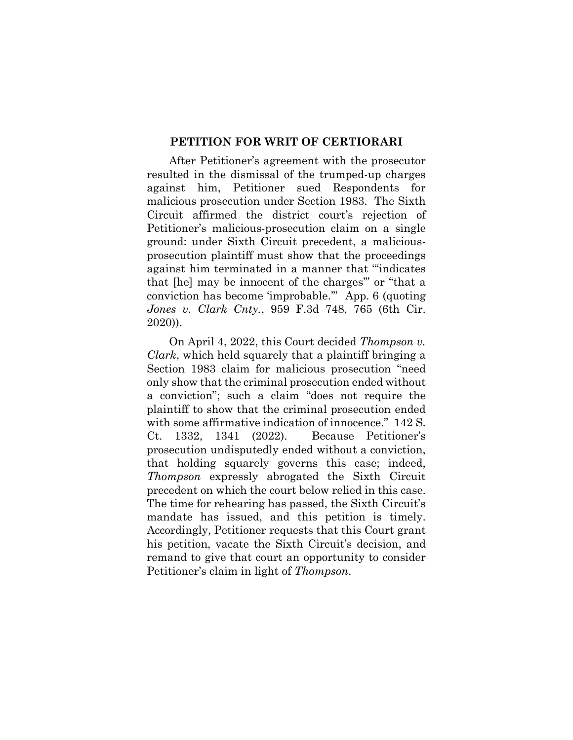## PETITION FOR WRIT OF CERTIORARI

After Petitioner's agreement with the prosecutor resulted in the dismissal of the trumped-up charges against him, Petitioner sued Respondents for malicious prosecution under Section 1983. The Sixth Circuit affirmed the district court's rejection of Petitioner's malicious-prosecution claim on a single ground: under Sixth Circuit precedent, a malicious-prosecution plaintiff must show that the proceedings against him terminated in a manner that "'indicates that [he] may be innocent of the charges'" or "that a conviction has become 'improbable.'" App. 6 (quoting *Jones v. Clark Cnty.*, 959 F.3d 748, 765 (6th Cir. 2020)).

On April 4, 2022, this Court decided *Thompson v. Clark*, which held squarely that a plaintiff bringing a Section 1983 claim for malicious prosecution "need only show that the criminal prosecution ended without a conviction"; such a claim "does not require the plaintiff to show that the criminal prosecution ended with some affirmative indication of innocence." 142 S. Ct. 1332, 1341 (2022). Because Petitioner's prosecution undisputedly ended without a conviction, that holding squarely governs this case; indeed, *Thompson* expressly abrogated the Sixth Circuit precedent on which the court below relied in this case. The time for rehearing has passed, the Sixth Circuit's mandate has issued, and this petition is timely. Accordingly, Petitioner requests that this Court grant his petition, vacate the Sixth Circuit's decision, and remand to give that court an opportunity to consider Petitioner's claim in light of *Thompson*.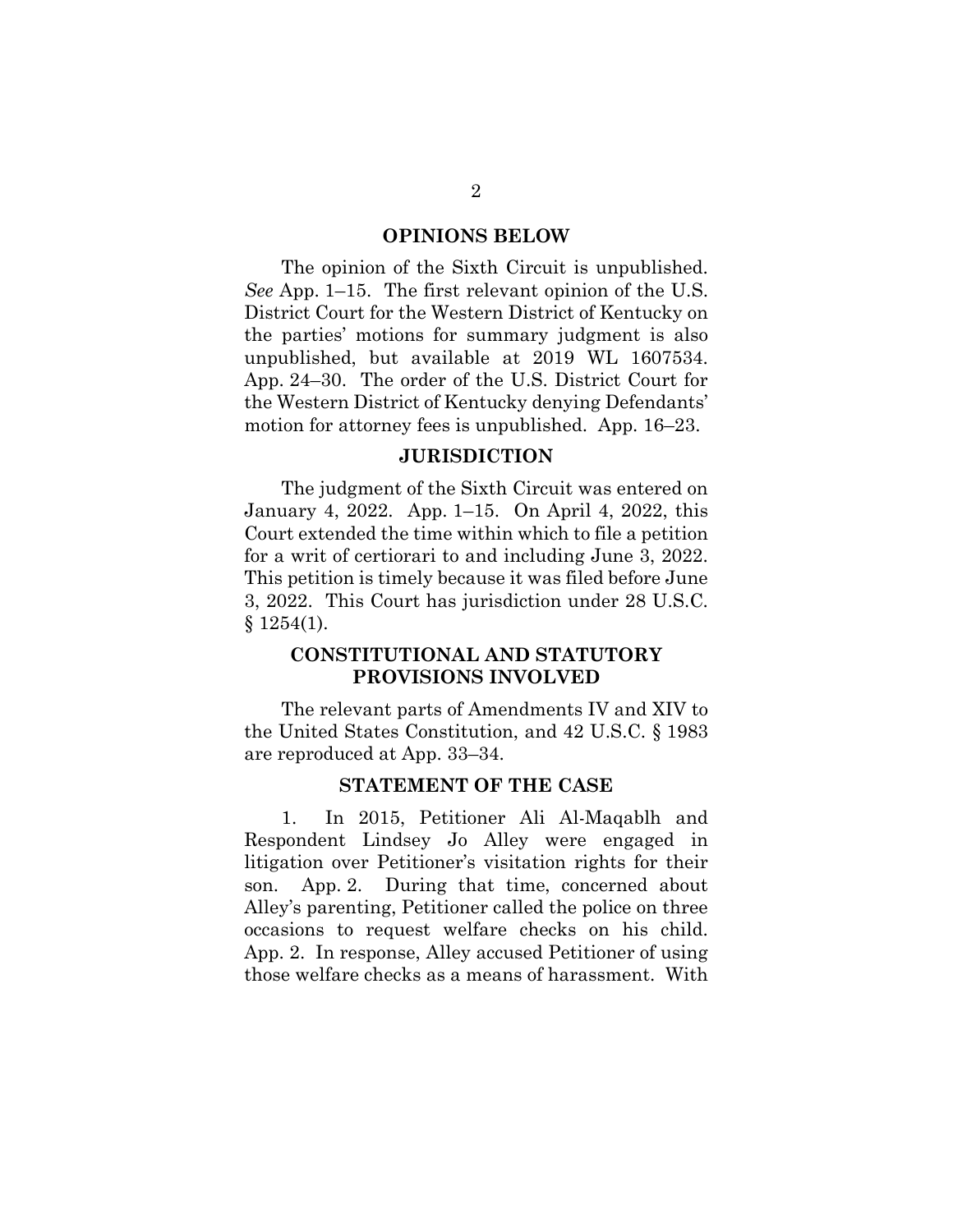## OPINIONS BELOW

The opinion of the Sixth Circuit is unpublished. *See* App. 1–15. The first relevant opinion of the U.S. District Court for the Western District of Kentucky on the parties' motions for summary judgment is also unpublished, but available at 2019 WL 1607534. App. 24–30. The order of the U.S. District Court for the Western District of Kentucky denying Defendants' motion for attorney fees is unpublished. App. 16–23.

## JURISDICTION

The judgment of the Sixth Circuit was entered on January 4, 2022. App. 1–15. On April 4, 2022, this Court extended the time within which to file a petition for a writ of certiorari to and including June 3, 2022. This petition is timely because it was filed before June 3, 2022. This Court has jurisdiction under 28 U.S.C. § 1254(1).

## CONSTITUTIONAL AND STATUTORY PROVISIONS INVOLVED

The relevant parts of Amendments IV and XIV to the United States Constitution, and 42 U.S.C. § 1983 are reproduced at App. 33–34.

## STATEMENT OF THE CASE

1. In 2015, Petitioner Ali Al-Maqablh and Respondent Lindsey Jo Alley were engaged in litigation over Petitioner's visitation rights for their son. App. 2. During that time, concerned about Alley's parenting, Petitioner called the police on three occasions to request welfare checks on his child. App. 2. In response, Alley accused Petitioner of using those welfare checks as a means of harassment. With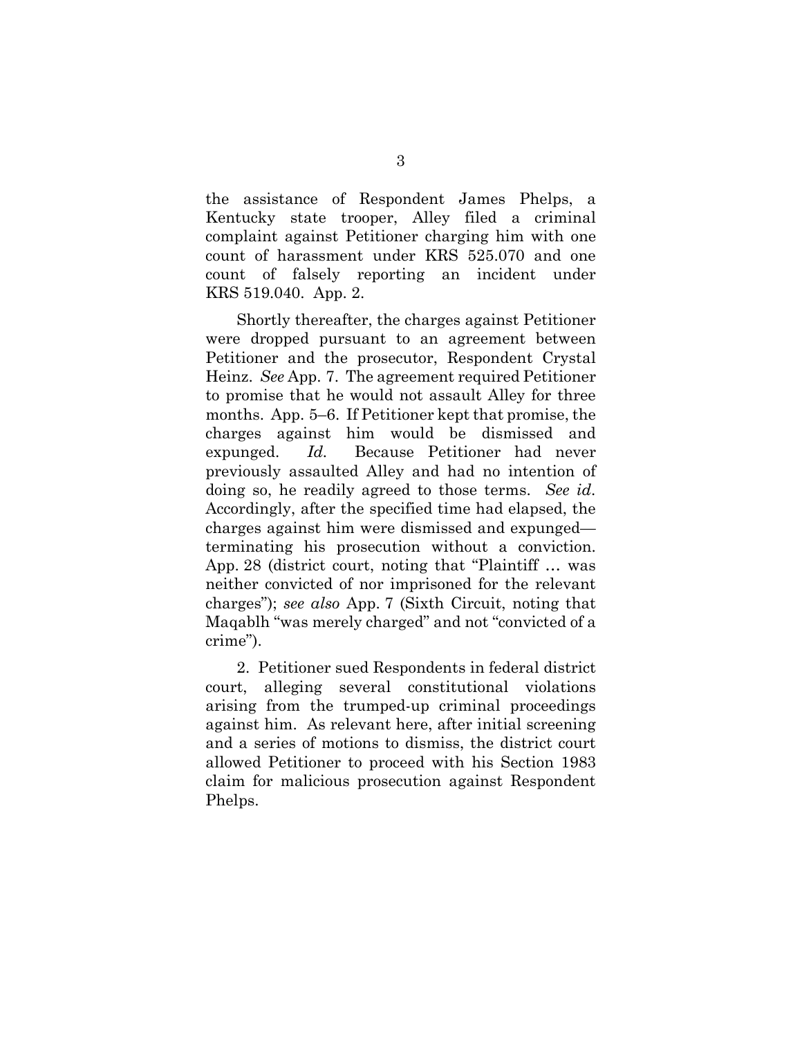the assistance of Respondent James Phelps, a Kentucky state trooper, Alley filed a criminal complaint against Petitioner charging him with one count of harassment under KRS 525.070 and one count of falsely reporting an incident under KRS 519.040. App. 2.

Shortly thereafter, the charges against Petitioner were dropped pursuant to an agreement between Petitioner and the prosecutor, Respondent Crystal Heinz. *See* App. 7. The agreement required Petitioner to promise that he would not assault Alley for three months. App. 5–6. If Petitioner kept that promise, the charges against him would be dismissed and expunged. *Id.* Because Petitioner had never previously assaulted Alley and had no intention of doing so, he readily agreed to those terms. *See id*. Accordingly, after the specified time had elapsed, the charges against him were dismissed and expunged—terminating his prosecution without a conviction. App. 28 (district court, noting that "Plaintiff … was neither convicted of nor imprisoned for the relevant charges"); *see also* App. 7 (Sixth Circuit, noting that Maqablh "was merely charged" and not "convicted of a crime").

2. Petitioner sued Respondents in federal district court, alleging several constitutional violations arising from the trumped-up criminal proceedings against him. As relevant here, after initial screening and a series of motions to dismiss, the district court allowed Petitioner to proceed with his Section 1983 claim for malicious prosecution against Respondent Phelps.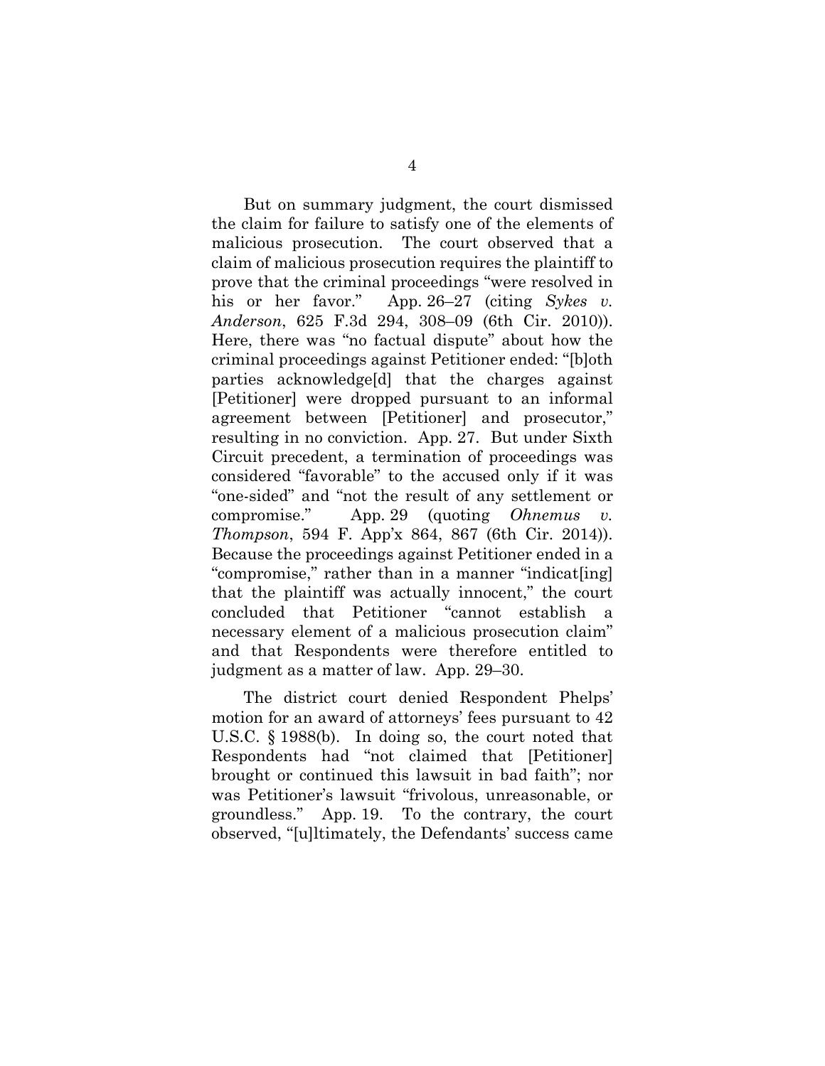But on summary judgment, the court dismissed the claim for failure to satisfy one of the elements of malicious prosecution. The court observed that a claim of malicious prosecution requires the plaintiff to prove that the criminal proceedings "were resolved in his or her favor." App. 26–27 (citing *Sykes v. Anderson*, 625 F.3d 294, 308–09 (6th Cir. 2010)). Here, there was "no factual dispute" about how the criminal proceedings against Petitioner ended: "[b]oth parties acknowledge[d] that the charges against [Petitioner] were dropped pursuant to an informal agreement between [Petitioner] and prosecutor," resulting in no conviction. App. 27. But under Sixth Circuit precedent, a termination of proceedings was considered "favorable" to the accused only if it was "one-sided" and "not the result of any settlement or compromise." App. 29 (quoting *Ohnemus v. Thompson*, 594 F. App'x 864, 867 (6th Cir. 2014)). Because the proceedings against Petitioner ended in a "compromise," rather than in a manner "indicat[ing] that the plaintiff was actually innocent," the court concluded that Petitioner "cannot establish a necessary element of a malicious prosecution claim" and that Respondents were therefore entitled to judgment as a matter of law. App. 29–30.

The district court denied Respondent Phelps' motion for an award of attorneys' fees pursuant to 42 U.S.C. § 1988(b). In doing so, the court noted that Respondents had "not claimed that [Petitioner] brought or continued this lawsuit in bad faith"; nor was Petitioner's lawsuit "frivolous, unreasonable, or groundless." App. 19. To the contrary, the court observed, "[u]ltimately, the Defendants' success came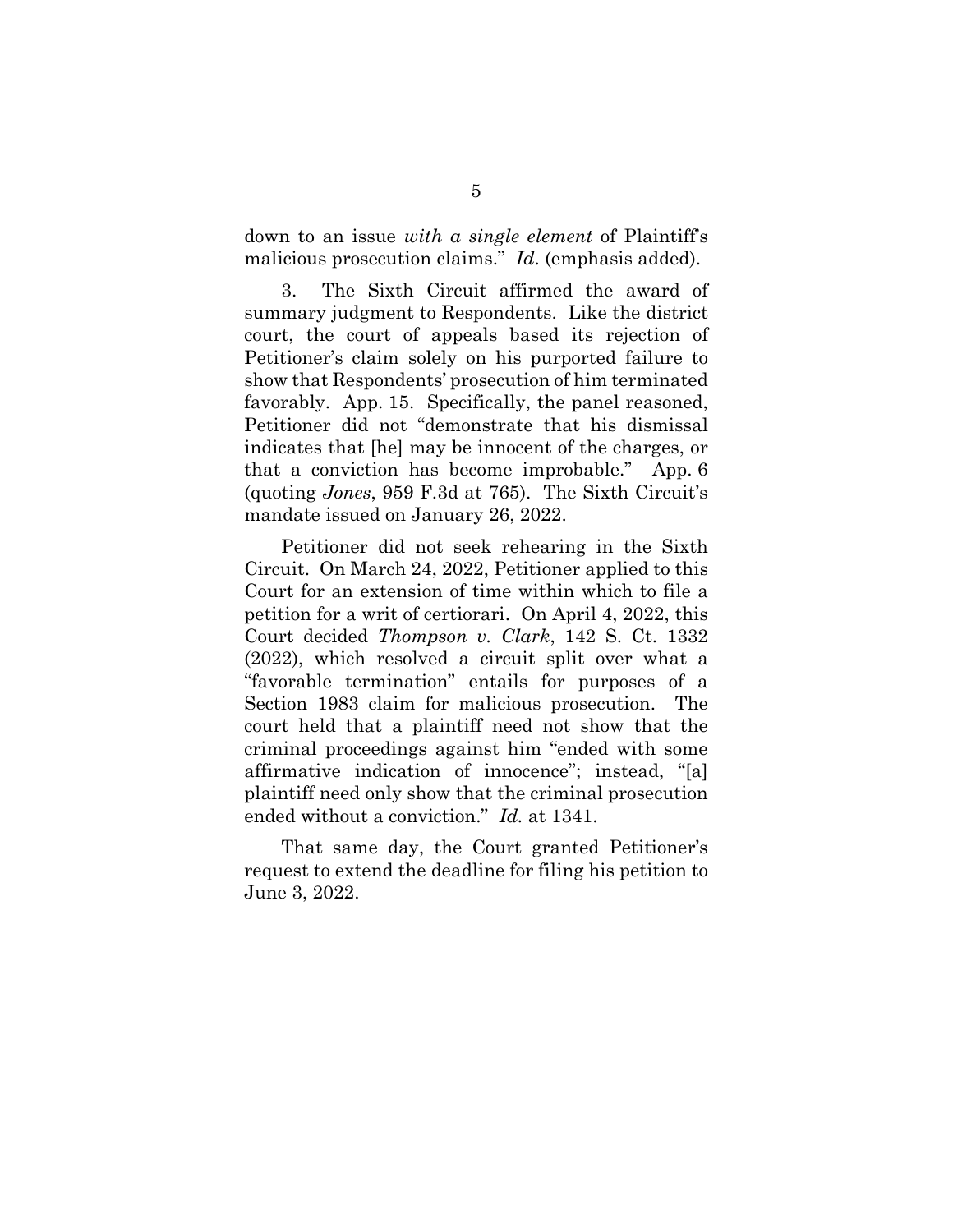down to an issue *with a single element* of Plaintiff's malicious prosecution claims." *Id.* (emphasis added).

3. The Sixth Circuit affirmed the award of summary judgment to Respondents. Like the district court, the court of appeals based its rejection of Petitioner's claim solely on his purported failure to show that Respondents' prosecution of him terminated favorably. App. 15. Specifically, the panel reasoned, Petitioner did not "demonstrate that his dismissal indicates that [he] may be innocent of the charges, or that a conviction has become improbable." App. 6 (quoting *Jones*, 959 F.3d at 765). The Sixth Circuit's mandate issued on January 26, 2022.

Petitioner did not seek rehearing in the Sixth Circuit. On March 24, 2022, Petitioner applied to this Court for an extension of time within which to file a petition for a writ of certiorari. On April 4, 2022, this Court decided *Thompson v. Clark*, 142 S. Ct. 1332 (2022), which resolved a circuit split over what a "favorable termination" entails for purposes of a Section 1983 claim for malicious prosecution. The court held that a plaintiff need not show that the criminal proceedings against him "ended with some affirmative indication of innocence"; instead, "[a] plaintiff need only show that the criminal prosecution ended without a conviction." *Id.* at 1341.

That same day, the Court granted Petitioner's request to extend the deadline for filing his petition to June 3, 2022.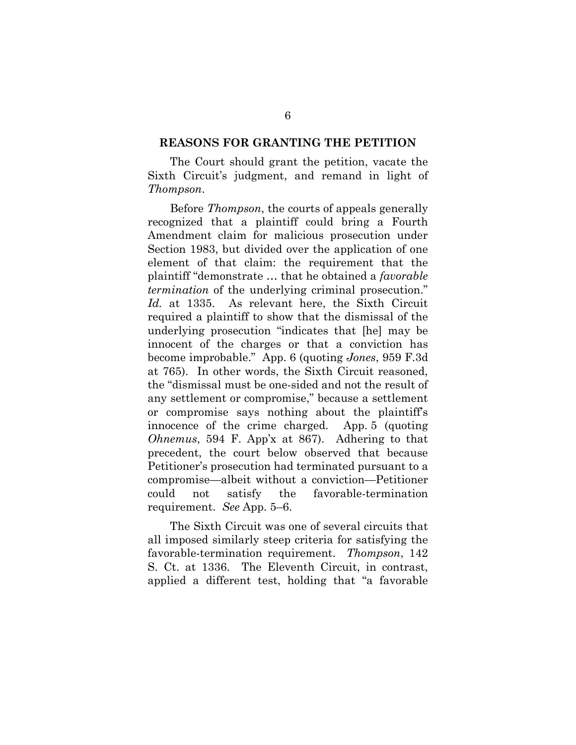## REASONS FOR GRANTING THE PETITION

The Court should grant the petition, vacate the Sixth Circuit's judgment, and remand in light of *Thompson*.

Before *Thompson*, the courts of appeals generally recognized that a plaintiff could bring a Fourth Amendment claim for malicious prosecution under Section 1983, but divided over the application of one element of that claim: the requirement that the plaintiff "demonstrate … that he obtained a *favorable termination* of the underlying criminal prosecution." *Id.* at 1335. As relevant here, the Sixth Circuit required a plaintiff to show that the dismissal of the underlying prosecution "indicates that [he] may be innocent of the charges or that a conviction has become improbable." App. 6 (quoting *Jones*, 959 F.3d at 765). In other words, the Sixth Circuit reasoned, the "dismissal must be one-sided and not the result of any settlement or compromise," because a settlement or compromise says nothing about the plaintiff's innocence of the crime charged. App. 5 (quoting *Ohnemus*, 594 F. App'x at 867). Adhering to that precedent, the court below observed that because Petitioner's prosecution had terminated pursuant to a compromise—albeit without a conviction—Petitioner could not satisfy the favorable-termination requirement. *See* App. 5–6.

The Sixth Circuit was one of several circuits that all imposed similarly steep criteria for satisfying the favorable-termination requirement. *Thompson*, 142 S. Ct. at 1336. The Eleventh Circuit, in contrast, applied a different test, holding that "a favorable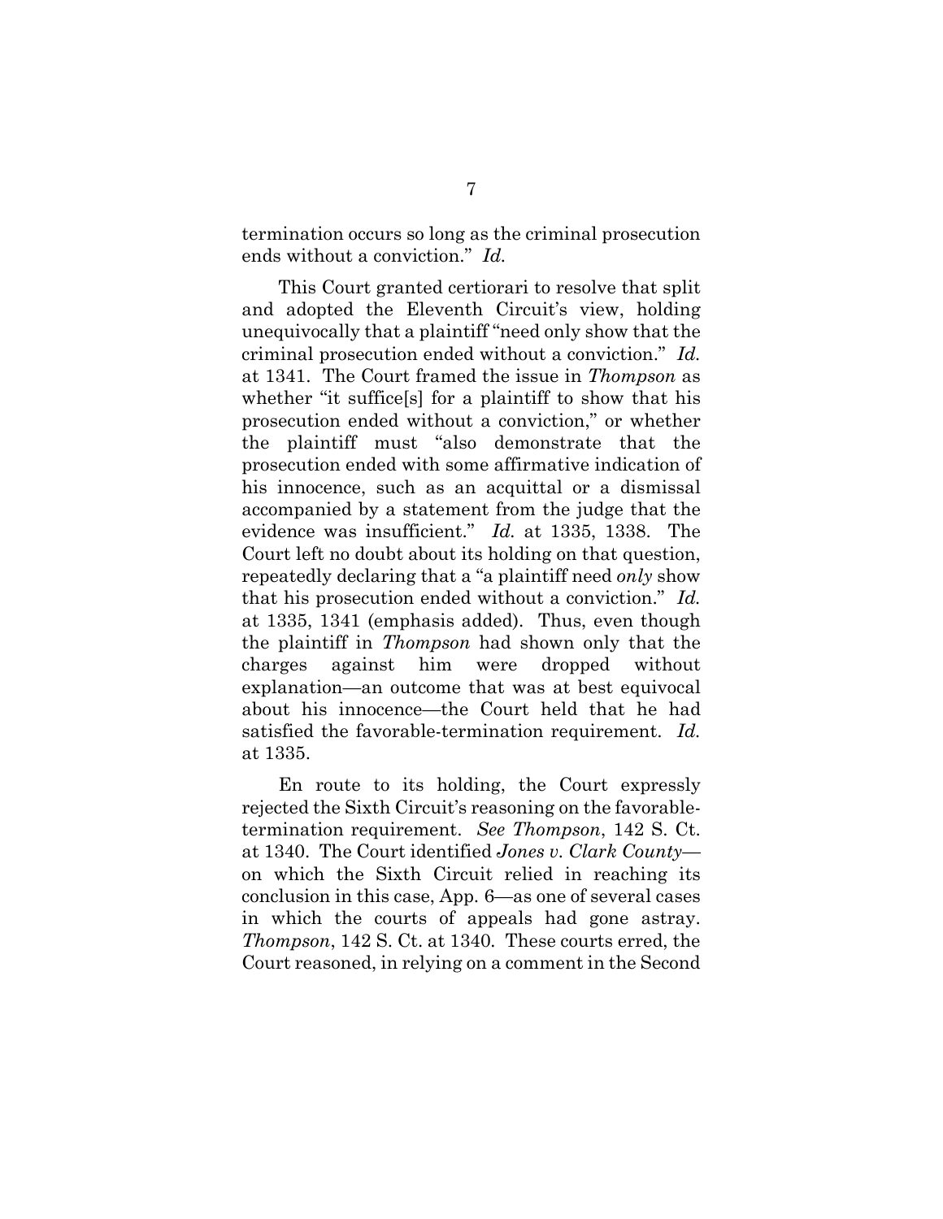termination occurs so long as the criminal prosecution ends without a conviction." *Id.*

This Court granted certiorari to resolve that split and adopted the Eleventh Circuit's view, holding unequivocally that a plaintiff "need only show that the criminal prosecution ended without a conviction." *Id.* at 1341. The Court framed the issue in *Thompson* as whether "it suffice[s] for a plaintiff to show that his prosecution ended without a conviction," or whether the plaintiff must "also demonstrate that the prosecution ended with some affirmative indication of his innocence, such as an acquittal or a dismissal accompanied by a statement from the judge that the evidence was insufficient." *Id.* at 1335, 1338. The Court left no doubt about its holding on that question, repeatedly declaring that a "a plaintiff need *only* show that his prosecution ended without a conviction." *Id.* at 1335, 1341 (emphasis added). Thus, even though the plaintiff in *Thompson* had shown only that the charges against him were dropped without explanation—an outcome that was at best equivocal about his innocence—the Court held that he had satisfied the favorable-termination requirement. *Id.* at 1335.

En route to its holding, the Court expressly rejected the Sixth Circuit's reasoning on the favorable-termination requirement. *See Thompson*, 142 S. Ct. at 1340. The Court identified *Jones v. Clark County*—on which the Sixth Circuit relied in reaching its conclusion in this case, App. 6—as one of several cases in which the courts of appeals had gone astray. *Thompson*, 142 S. Ct. at 1340. These courts erred, the Court reasoned, in relying on a comment in the Second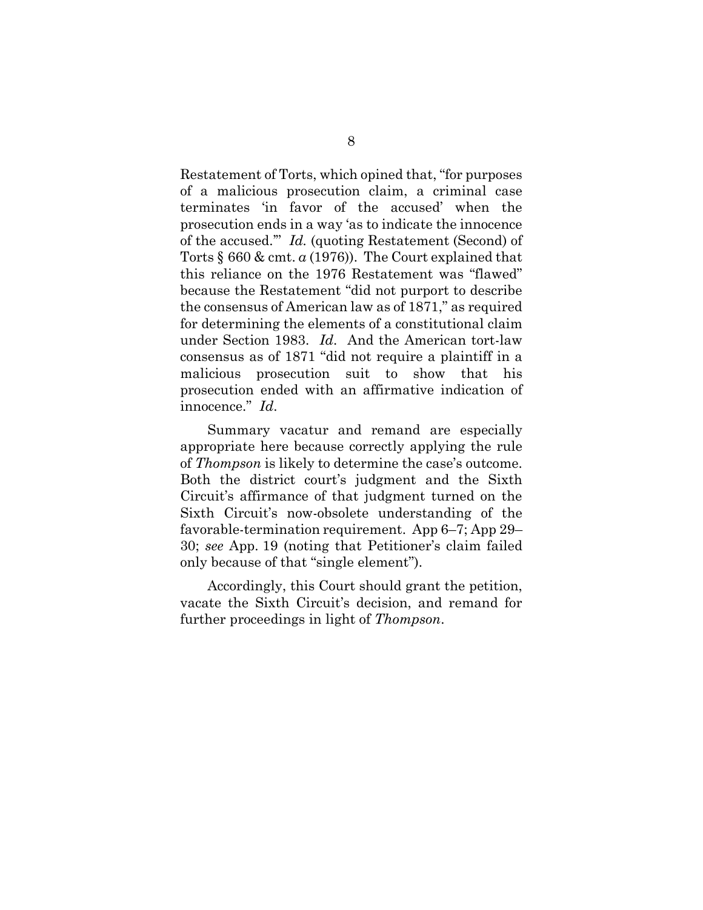Restatement of Torts, which opined that, "for purposes of a malicious prosecution claim, a criminal case terminates 'in favor of the accused' when the prosecution ends in a way 'as to indicate the innocence of the accused.'" *Id.* (quoting Restatement (Second) of Torts § 660 & cmt. *a* (1976)). The Court explained that this reliance on the 1976 Restatement was "flawed" because the Restatement "did not purport to describe the consensus of American law as of 1871," as required for determining the elements of a constitutional claim under Section 1983. *Id*. And the American tort-law consensus as of 1871 "did not require a plaintiff in a malicious prosecution suit to show that his prosecution ended with an affirmative indication of innocence." *Id*.

Summary vacatur and remand are especially appropriate here because correctly applying the rule of *Thompson* is likely to determine the case's outcome. Both the district court's judgment and the Sixth Circuit's affirmance of that judgment turned on the Sixth Circuit's now-obsolete understanding of the favorable-termination requirement. App 6–7; App 29–30; *see* App. 19 (noting that Petitioner's claim failed only because of that "single element").

Accordingly, this Court should grant the petition, vacate the Sixth Circuit's decision, and remand for further proceedings in light of *Thompson*.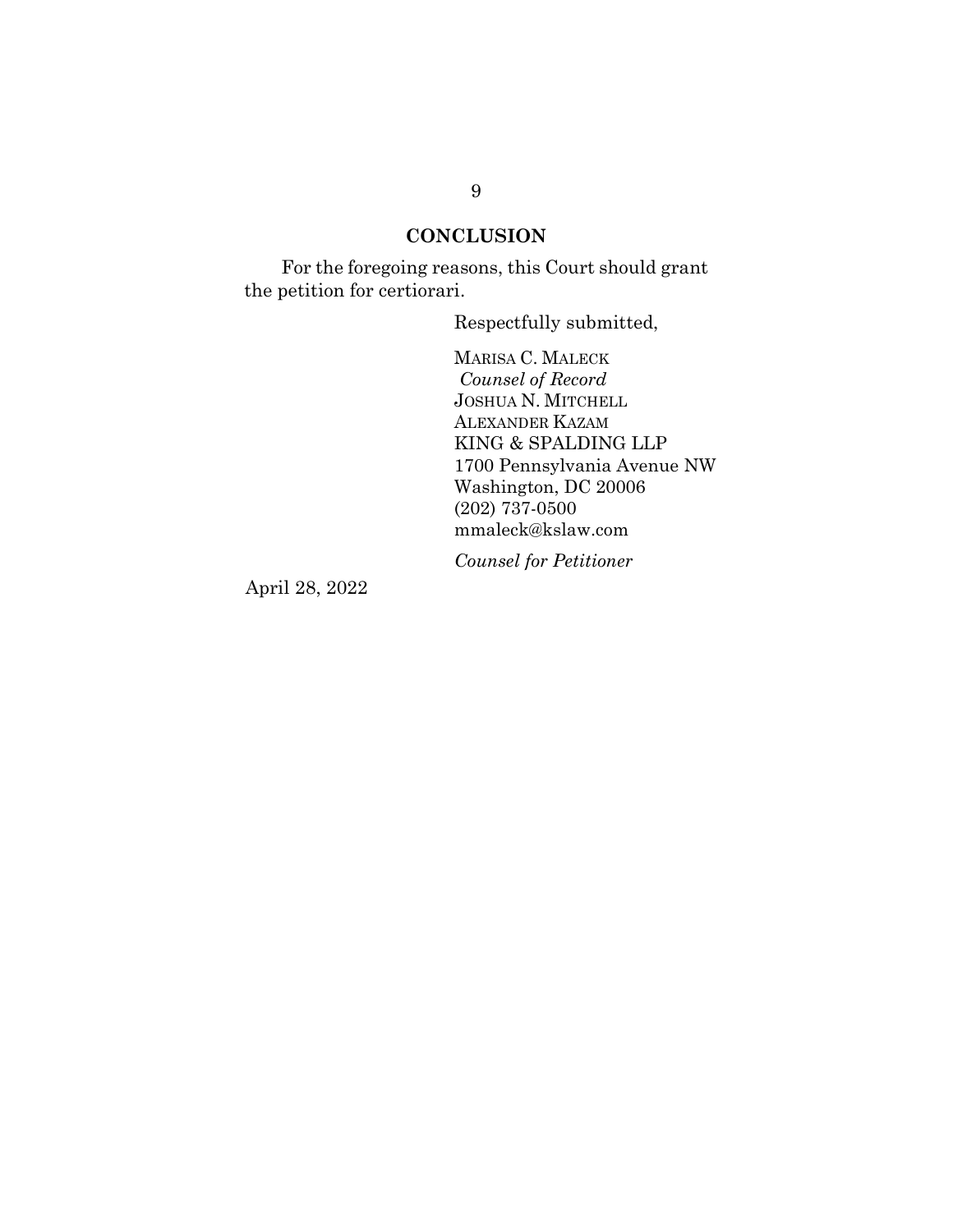## CONCLUSION

For the foregoing reasons, this Court should grant the petition for certiorari.

Respectfully submitted,

MARISA C. MALECK
*Counsel of Record*
JOSHUA N. MITCHELL
ALEXANDER KAZAM
KING & SPALDING LLP
1700 Pennsylvania Avenue NW
Washington, DC 20006
(202) 737-0500
mmaleck@kslaw.com

*Counsel for Petitioner*

April 28, 2022